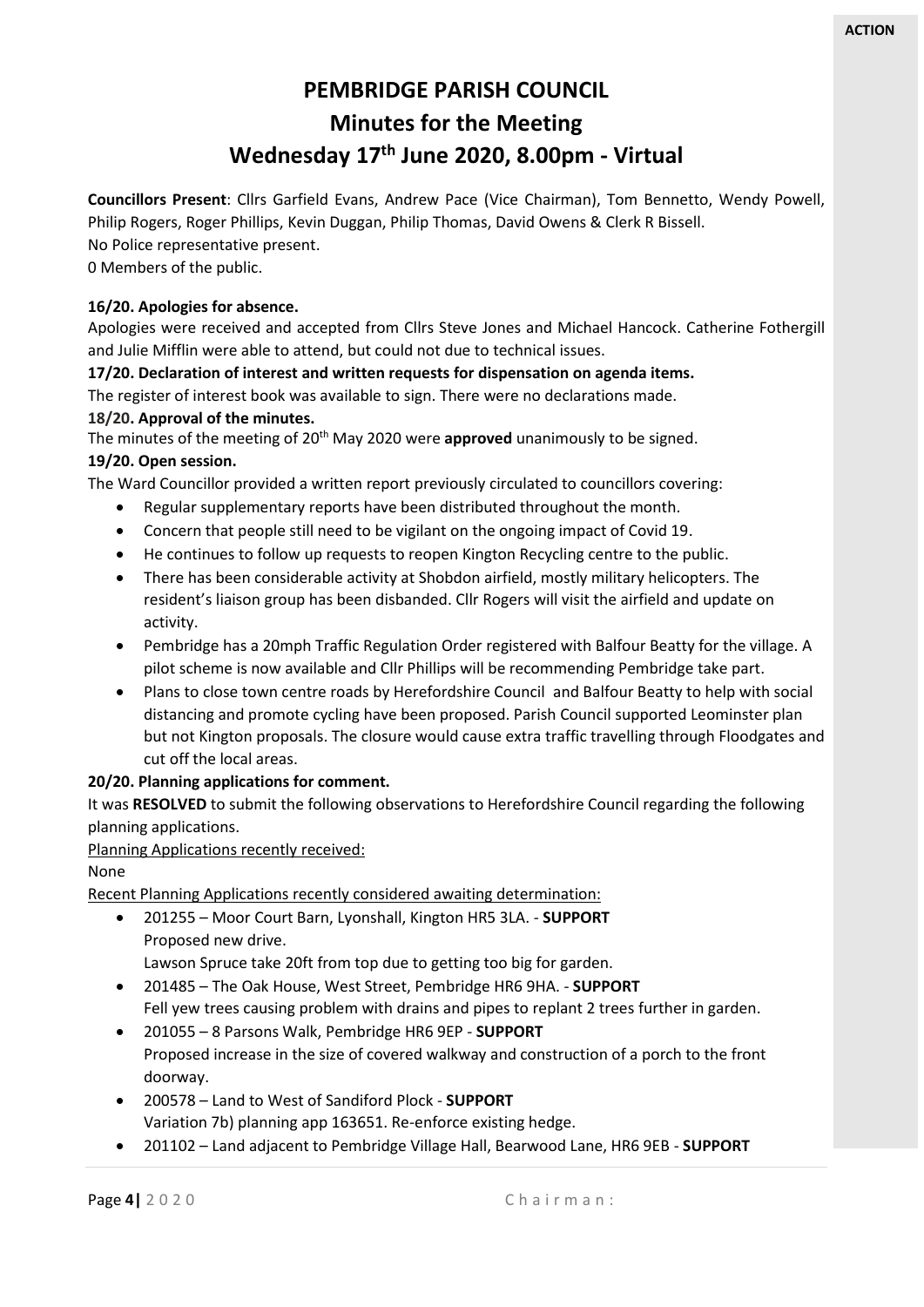**ACTION**

# PEMBRIDGE PARISH COUNCIL
## Minutes for the Meeting
## Wednesday 17th June 2020, 8.00pm - Virtual

**Councillors Present**: Cllrs Garfield Evans, Andrew Pace (Vice Chairman), Tom Bennetto, Wendy Powell, Philip Rogers, Roger Phillips, Kevin Duggan, Philip Thomas, David Owens & Clerk R Bissell.
No Police representative present.
0 Members of the public.

**16/20. Apologies for absence.**
Apologies were received and accepted from Cllrs Steve Jones and Michael Hancock. Catherine Fothergill and Julie Mifflin were able to attend, but could not due to technical issues.

**17/20. Declaration of interest and written requests for dispensation on agenda items.**
The register of interest book was available to sign. There were no declarations made.

**18/20. Approval of the minutes.**
The minutes of the meeting of 20th May 2020 were **approved** unanimously to be signed.

**19/20. Open session.**
The Ward Councillor provided a written report previously circulated to councillors covering:

- Regular supplementary reports have been distributed throughout the month.
- Concern that people still need to be vigilant on the ongoing impact of Covid 19.
- He continues to follow up requests to reopen Kington Recycling centre to the public.
- There has been considerable activity at Shobdon airfield, mostly military helicopters. The resident's liaison group has been disbanded. Cllr Rogers will visit the airfield and update on activity.
- Pembridge has a 20mph Traffic Regulation Order registered with Balfour Beatty for the village. A pilot scheme is now available and Cllr Phillips will be recommending Pembridge take part.
- Plans to close town centre roads by Herefordshire Council and Balfour Beatty to help with social distancing and promote cycling have been proposed. Parish Council supported Leominster plan but not Kington proposals. The closure would cause extra traffic travelling through Floodgates and cut off the local areas.

**20/20. Planning applications for comment.**
It was **RESOLVED** to submit the following observations to Herefordshire Council regarding the following planning applications.

Planning Applications recently received:

None

Recent Planning Applications recently considered awaiting determination:

- 201255 – Moor Court Barn, Lyonshall, Kington HR5 3LA. - **SUPPORT**
  Proposed new drive.
  Lawson Spruce take 20ft from top due to getting too big for garden.
- 201485 – The Oak House, West Street, Pembridge HR6 9HA. - **SUPPORT**
  Fell yew trees causing problem with drains and pipes to replant 2 trees further in garden.
- 201055 – 8 Parsons Walk, Pembridge HR6 9EP - **SUPPORT**
  Proposed increase in the size of covered walkway and construction of a porch to the front doorway.
- 200578 – Land to West of Sandiford Plock - **SUPPORT**
  Variation 7b) planning app 163651. Re-enforce existing hedge.
- 201102 – Land adjacent to Pembridge Village Hall, Bearwood Lane, HR6 9EB - **SUPPORT**

Chairman: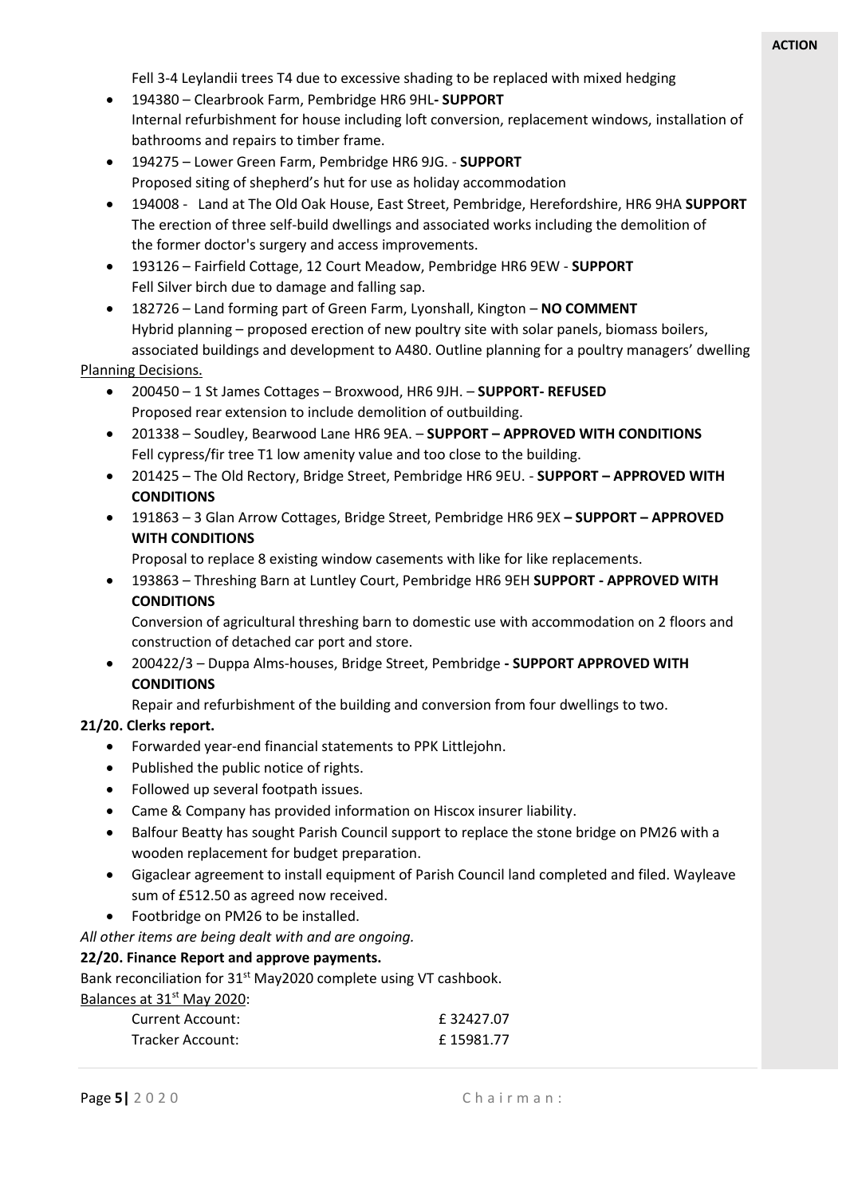Fell 3-4 Leylandii trees T4 due to excessive shading to be replaced with mixed hedging

- 194380 – Clearbrook Farm, Pembridge HR6 9HL**- SUPPORT**
  Internal refurbishment for house including loft conversion, replacement windows, installation of bathrooms and repairs to timber frame.
- 194275 – Lower Green Farm, Pembridge HR6 9JG. - **SUPPORT**
  Proposed siting of shepherd's hut for use as holiday accommodation
- 194008 - Land at The Old Oak House, East Street, Pembridge, Herefordshire, HR6 9HA **SUPPORT**
  The erection of three self-build dwellings and associated works including the demolition of the former doctor's surgery and access improvements.
- 193126 – Fairfield Cottage, 12 Court Meadow, Pembridge HR6 9EW - **SUPPORT**
  Fell Silver birch due to damage and falling sap.
- 182726 – Land forming part of Green Farm, Lyonshall, Kington – **NO COMMENT**
  Hybrid planning – proposed erection of new poultry site with solar panels, biomass boilers, associated buildings and development to A480. Outline planning for a poultry managers' dwelling

Planning Decisions.

- 200450 – 1 St James Cottages – Broxwood, HR6 9JH. – **SUPPORT- REFUSED**
  Proposed rear extension to include demolition of outbuilding.
- 201338 – Soudley, Bearwood Lane HR6 9EA. – **SUPPORT – APPROVED WITH CONDITIONS**
  Fell cypress/fir tree T1 low amenity value and too close to the building.
- 201425 – The Old Rectory, Bridge Street, Pembridge HR6 9EU. - **SUPPORT – APPROVED WITH CONDITIONS**
- 191863 – 3 Glan Arrow Cottages, Bridge Street, Pembridge HR6 9EX **– SUPPORT – APPROVED WITH CONDITIONS**
  Proposal to replace 8 existing window casements with like for like replacements.
- 193863 – Threshing Barn at Luntley Court, Pembridge HR6 9EH **SUPPORT - APPROVED WITH CONDITIONS**
  Conversion of agricultural threshing barn to domestic use with accommodation on 2 floors and construction of detached car port and store.
- 200422/3 – Duppa Alms-houses, Bridge Street, Pembridge **- SUPPORT APPROVED WITH CONDITIONS**
  Repair and refurbishment of the building and conversion from four dwellings to two.

**21/20. Clerks report.**

- Forwarded year-end financial statements to PPK Littlejohn.
- Published the public notice of rights.
- Followed up several footpath issues.
- Came & Company has provided information on Hiscox insurer liability.
- Balfour Beatty has sought Parish Council support to replace the stone bridge on PM26 with a wooden replacement for budget preparation.
- Gigaclear agreement to install equipment of Parish Council land completed and filed. Wayleave sum of £512.50 as agreed now received.
- Footbridge on PM26 to be installed.

*All other items are being dealt with and are ongoing.*

**22/20. Finance Report and approve payments.**

Bank reconciliation for 31st May2020 complete using VT cashbook.

Balances at 31st May 2020:

| | |
|---|---|
| Current Account: | £ 32427.07 |
| Tracker Account: | £ 15981.77 |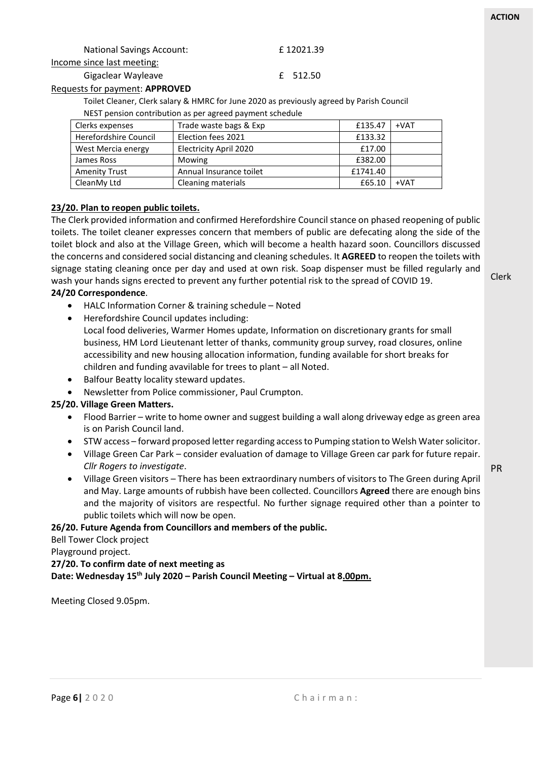**ACTION**

National Savings Account: £ 12021.39

Income since last meeting:

Gigaclear Wayleave £ 512.50

Requests for payment: **APPROVED**

Toilet Cleaner, Clerk salary & HMRC for June 2020 as previously agreed by Parish Council

NEST pension contribution as per agreed payment schedule

| | | | |
|---|---|---|---|
| Clerks expenses | Trade waste bags & Exp | £135.47 | +VAT |
| Herefordshire Council | Election fees 2021 | £133.32 | |
| West Mercia energy | Electricity April 2020 | £17.00 | |
| James Ross | Mowing | £382.00 | |
| Amenity Trust | Annual Insurance toilet | £1741.40 | |
| CleanMy Ltd | Cleaning materials | £65.10 | +VAT |

**23/20. Plan to reopen public toilets.**

The Clerk provided information and confirmed Herefordshire Council stance on phased reopening of public toilets. The toilet cleaner expresses concern that members of public are defecating along the side of the toilet block and also at the Village Green, which will become a health hazard soon. Councillors discussed the concerns and considered social distancing and cleaning schedules. It **AGREED** to reopen the toilets with signage stating cleaning once per day and used at own risk. Soap dispenser must be filled regularly and wash your hands signs erected to prevent any further potential risk to the spread of COVID 19. — Clerk

**24/20 Correspondence**.

- HALC Information Corner & training schedule – Noted
- Herefordshire Council updates including:
  Local food deliveries, Warmer Homes update, Information on discretionary grants for small business, HM Lord Lieutenant letter of thanks, community group survey, road closures, online accessibility and new housing allocation information, funding available for short breaks for children and funding avavilable for trees to plant – all Noted.
- Balfour Beatty locality steward updates.
- Newsletter from Police commissioner, Paul Crumpton.

**25/20. Village Green Matters.**

- Flood Barrier – write to home owner and suggest building a wall along driveway edge as green area is on Parish Council land.
- STW access – forward proposed letter regarding access to Pumping station to Welsh Water solicitor.
- Village Green Car Park – consider evaluation of damage to Village Green car park for future repair. *Cllr Rogers to investigate*. — PR
- Village Green visitors – There has been extraordinary numbers of visitors to The Green during April and May. Large amounts of rubbish have been collected. Councillors **Agreed** there are enough bins and the majority of visitors are respectful. No further signage required other than a pointer to public toilets which will now be open.

**26/20. Future Agenda from Councillors and members of the public.**

Bell Tower Clock project

Playground project.

**27/20. To confirm date of next meeting as**

**Date: Wednesday 15th July 2020 – Parish Council Meeting – Virtual at 8.00pm.**

Meeting Closed 9.05pm.

Chairman: